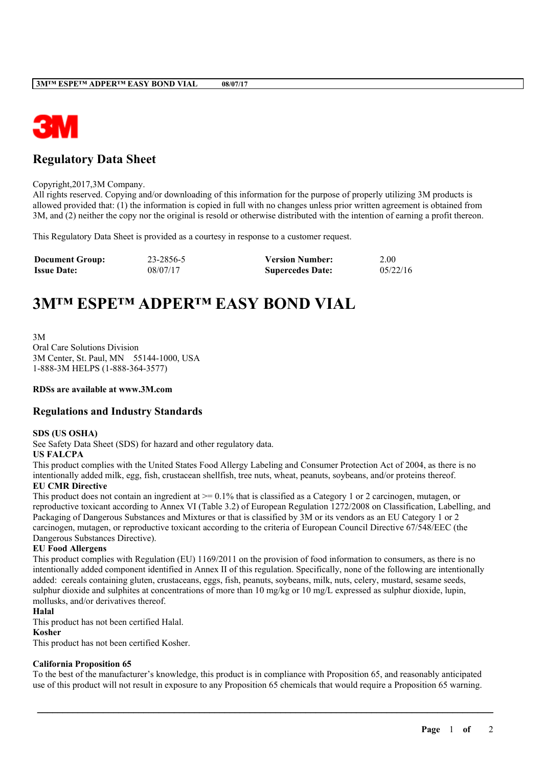## Regulatory Data Sheet

Copyright,2017,3M Company.
All rights reserved. Copying and/or downloading of this information for the purpose of properly utilizing 3M products is allowed provided that: (1) the information is copied in full with no changes unless prior written agreement is obtained from 3M, and (2) neither the copy nor the original is resold or otherwise distributed with the intention of earning a profit thereon.

This Regulatory Data Sheet is provided as a courtesy in response to a customer request.

| **Document Group:** | 23-2856-5 | **Version Number:** | 2.00 |
|---|---|---|---|
| **Issue Date:** | 08/07/17 | **Supercedes Date:** | 05/22/16 |

# 3M™ ESPE™ ADPER™ EASY BOND VIAL

3M
Oral Care Solutions Division
3M Center, St. Paul, MN 55144-1000, USA
1-888-3M HELPS (1-888-364-3577)

**RDSs are available at www.3M.com**

## Regulations and Industry Standards

**SDS (US OSHA)**
See Safety Data Sheet (SDS) for hazard and other regulatory data.

**US FALCPA**
This product complies with the United States Food Allergy Labeling and Consumer Protection Act of 2004, as there is no intentionally added milk, egg, fish, crustacean shellfish, tree nuts, wheat, peanuts, soybeans, and/or proteins thereof.

**EU CMR Directive**
This product does not contain an ingredient at >= 0.1% that is classified as a Category 1 or 2 carcinogen, mutagen, or reproductive toxicant according to Annex VI (Table 3.2) of European Regulation 1272/2008 on Classification, Labelling, and Packaging of Dangerous Substances and Mixtures or that is classified by 3M or its vendors as an EU Category 1 or 2 carcinogen, mutagen, or reproductive toxicant according to the criteria of European Council Directive 67/548/EEC (the Dangerous Substances Directive).

**EU Food Allergens**
This product complies with Regulation (EU) 1169/2011 on the provision of food information to consumers, as there is no intentionally added component identified in Annex II of this regulation. Specifically, none of the following are intentionally added: cereals containing gluten, crustaceans, eggs, fish, peanuts, soybeans, milk, nuts, celery, mustard, sesame seeds, sulphur dioxide and sulphites at concentrations of more than 10 mg/kg or 10 mg/L expressed as sulphur dioxide, lupin, mollusks, and/or derivatives thereof.

**Halal**
This product has not been certified Halal.

**Kosher**
This product has not been certified Kosher.

**California Proposition 65**
To the best of the manufacturer's knowledge, this product is in compliance with Proposition 65, and reasonably anticipated use of this product will not result in exposure to any Proposition 65 chemicals that would require a Proposition 65 warning.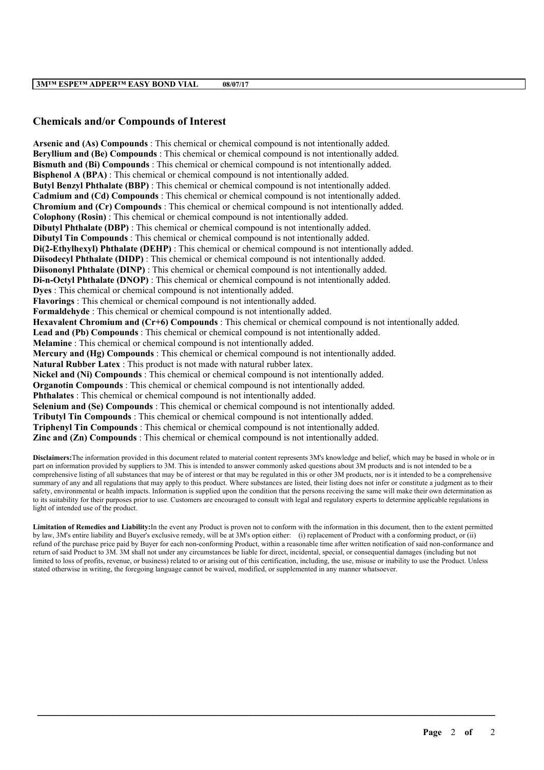## Chemicals and/or Compounds of Interest

**Arsenic and (As) Compounds** : This chemical or chemical compound is not intentionally added.
**Beryllium and (Be) Compounds** : This chemical or chemical compound is not intentionally added.
**Bismuth and (Bi) Compounds** : This chemical or chemical compound is not intentionally added.
**Bisphenol A (BPA)** : This chemical or chemical compound is not intentionally added.
**Butyl Benzyl Phthalate (BBP)** : This chemical or chemical compound is not intentionally added.
**Cadmium and (Cd) Compounds** : This chemical or chemical compound is not intentionally added.
**Chromium and (Cr) Compounds** : This chemical or chemical compound is not intentionally added.
**Colophony (Rosin)** : This chemical or chemical compound is not intentionally added.
**Dibutyl Phthalate (DBP)** : This chemical or chemical compound is not intentionally added.
**Dibutyl Tin Compounds** : This chemical or chemical compound is not intentionally added.
**Di(2-Ethylhexyl) Phthalate (DEHP)** : This chemical or chemical compound is not intentionally added.
**Diisodecyl Phthalate (DIDP)** : This chemical or chemical compound is not intentionally added.
**Diisononyl Phthalate (DINP)** : This chemical or chemical compound is not intentionally added.
**Di-n-Octyl Phthalate (DNOP)** : This chemical or chemical compound is not intentionally added.
**Dyes** : This chemical or chemical compound is not intentionally added.
**Flavorings** : This chemical or chemical compound is not intentionally added.
**Formaldehyde** : This chemical or chemical compound is not intentionally added.
**Hexavalent Chromium and (Cr+6) Compounds** : This chemical or chemical compound is not intentionally added.
**Lead and (Pb) Compounds** : This chemical or chemical compound is not intentionally added.
**Melamine** : This chemical or chemical compound is not intentionally added.
**Mercury and (Hg) Compounds** : This chemical or chemical compound is not intentionally added.
**Natural Rubber Latex** : This product is not made with natural rubber latex.
**Nickel and (Ni) Compounds** : This chemical or chemical compound is not intentionally added.
**Organotin Compounds** : This chemical or chemical compound is not intentionally added.
**Phthalates** : This chemical or chemical compound is not intentionally added.
**Selenium and (Se) Compounds** : This chemical or chemical compound is not intentionally added.
**Tributyl Tin Compounds** : This chemical or chemical compound is not intentionally added.
**Triphenyl Tin Compounds** : This chemical or chemical compound is not intentionally added.
**Zinc and (Zn) Compounds** : This chemical or chemical compound is not intentionally added.

**Disclaimers:**The information provided in this document related to material content represents 3M's knowledge and belief, which may be based in whole or in part on information provided by suppliers to 3M. This is intended to answer commonly asked questions about 3M products and is not intended to be a comprehensive listing of all substances that may be of interest or that may be regulated in this or other 3M products, nor is it intended to be a comprehensive summary of any and all regulations that may apply to this product. Where substances are listed, their listing does not infer or constitute a judgment as to their safety, environmental or health impacts. Information is supplied upon the condition that the persons receiving the same will make their own determination as to its suitability for their purposes prior to use. Customers are encouraged to consult with legal and regulatory experts to determine applicable regulations in light of intended use of the product.

**Limitation of Remedies and Liability:**In the event any Product is proven not to conform with the information in this document, then to the extent permitted by law, 3M's entire liability and Buyer's exclusive remedy, will be at 3M's option either: (i) replacement of Product with a conforming product, or (ii) refund of the purchase price paid by Buyer for each non-conforming Product, within a reasonable time after written notification of said non-conformance and return of said Product to 3M. 3M shall not under any circumstances be liable for direct, incidental, special, or consequential damages (including but not limited to loss of profits, revenue, or business) related to or arising out of this certification, including, the use, misuse or inability to use the Product. Unless stated otherwise in writing, the foregoing language cannot be waived, modified, or supplemented in any manner whatsoever.